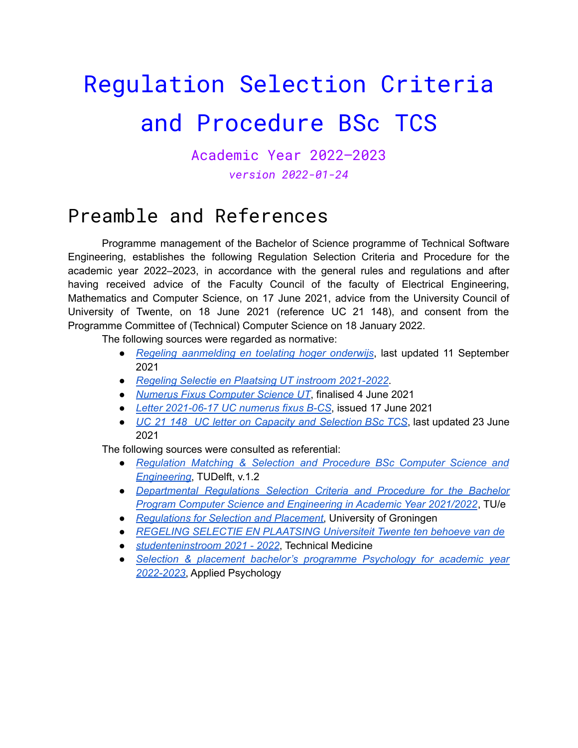# Regulation Selection Criteria and Procedure BSc TCS

Academic Year 2022–2023

*version 2022-01-24*

## Preamble and References

Programme management of the Bachelor of Science programme of Technical Software Engineering, establishes the following Regulation Selection Criteria and Procedure for the academic year 2022–2023, in accordance with the general rules and regulations and after having received advice of the Faculty Council of the faculty of Electrical Engineering, Mathematics and Computer Science, on 17 June 2021, advice from the University Council of University of Twente, on 18 June 2021 (reference UC 21 148), and consent from the Programme Committee of (Technical) Computer Science on 18 January 2022.

The following sources were regarded as normative:

- *Regeling aanmelding en toelating hoger onderwijs*, last updated 11 September 2021
- *Regeling Selectie en Plaatsing UT instroom 2021-2022*.
- *Numerus Fixus Computer Science UT*, finalised 4 June 2021
- *Letter 2021-06-17 UC numerus fixus B-CS*, issued 17 June 2021
- *UC 21 148 UC letter on Capacity and Selection BSc TCS*, last updated 23 June 2021

The following sources were consulted as referential:

- *Regulation Matching & Selection and Procedure BSc Computer Science and Engineering*, TUDelft, v.1.2
- *Departmental Regulations Selection Criteria and Procedure for the Bachelor Program Computer Science and Engineering in Academic Year 2021/2022*, TU/e
- *Regulations for Selection and Placement*, University of Groningen
- *REGELING SELECTIE EN PLAATSING Universiteit Twente ten behoeve van de*
- *studenteninstroom 2021 - 2022*, Technical Medicine
- *Selection & placement bachelor's programme Psychology for academic year 2022-2023*, Applied Psychology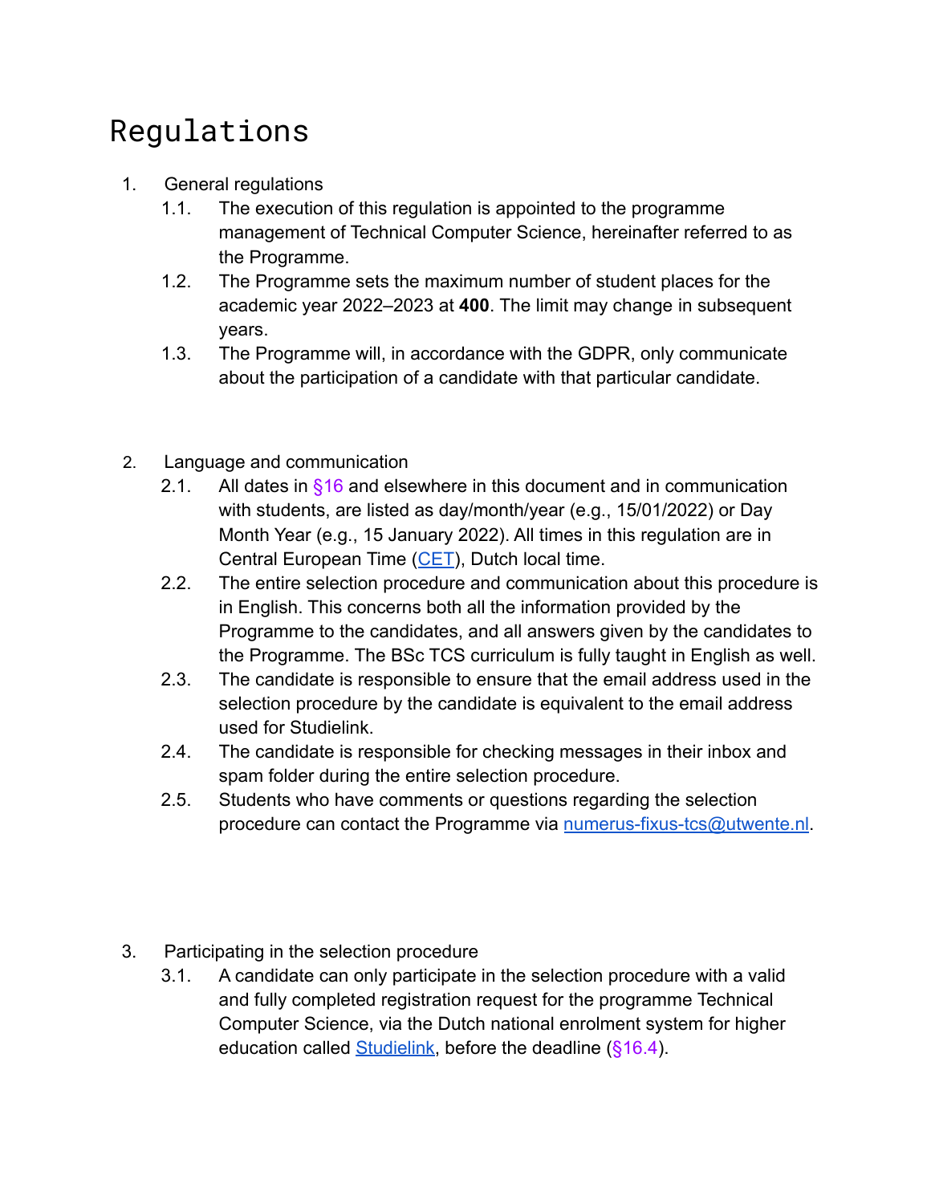# Regulations

1. General regulations
    1.1. The execution of this regulation is appointed to the programme management of Technical Computer Science, hereinafter referred to as the Programme.
    1.2. The Programme sets the maximum number of student places for the academic year 2022–2023 at **400**. The limit may change in subsequent years.
    1.3. The Programme will, in accordance with the GDPR, only communicate about the participation of a candidate with that particular candidate.

2. Language and communication
    2.1. All dates in §16 and elsewhere in this document and in communication with students, are listed as day/month/year (e.g., 15/01/2022) or Day Month Year (e.g., 15 January 2022). All times in this regulation are in Central European Time (CET), Dutch local time.
    2.2. The entire selection procedure and communication about this procedure is in English. This concerns both all the information provided by the Programme to the candidates, and all answers given by the candidates to the Programme. The BSc TCS curriculum is fully taught in English as well.
    2.3. The candidate is responsible to ensure that the email address used in the selection procedure by the candidate is equivalent to the email address used for Studielink.
    2.4. The candidate is responsible for checking messages in their inbox and spam folder during the entire selection procedure.
    2.5. Students who have comments or questions regarding the selection procedure can contact the Programme via numerus-fixus-tcs@utwente.nl.

3. Participating in the selection procedure
    3.1. A candidate can only participate in the selection procedure with a valid and fully completed registration request for the programme Technical Computer Science, via the Dutch national enrolment system for higher education called Studielink, before the deadline (§16.4).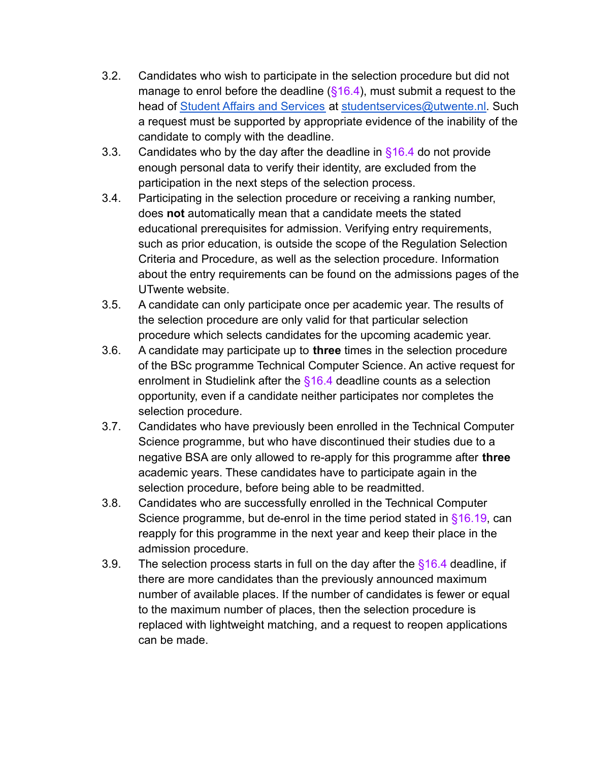3.2. Candidates who wish to participate in the selection procedure but did not manage to enrol before the deadline (§16.4), must submit a request to the head of [Student Affairs and Services](#) at [studentservices@utwente.nl](mailto:studentservices@utwente.nl). Such a request must be supported by appropriate evidence of the inability of the candidate to comply with the deadline.

3.3. Candidates who by the day after the deadline in §16.4 do not provide enough personal data to verify their identity, are excluded from the participation in the next steps of the selection process.

3.4. Participating in the selection procedure or receiving a ranking number, does **not** automatically mean that a candidate meets the stated educational prerequisites for admission. Verifying entry requirements, such as prior education, is outside the scope of the Regulation Selection Criteria and Procedure, as well as the selection procedure. Information about the entry requirements can be found on the admissions pages of the UTwente website.

3.5. A candidate can only participate once per academic year. The results of the selection procedure are only valid for that particular selection procedure which selects candidates for the upcoming academic year.

3.6. A candidate may participate up to **three** times in the selection procedure of the BSc programme Technical Computer Science. An active request for enrolment in Studielink after the §16.4 deadline counts as a selection opportunity, even if a candidate neither participates nor completes the selection procedure.

3.7. Candidates who have previously been enrolled in the Technical Computer Science programme, but who have discontinued their studies due to a negative BSA are only allowed to re-apply for this programme after **three** academic years. These candidates have to participate again in the selection procedure, before being able to be readmitted.

3.8. Candidates who are successfully enrolled in the Technical Computer Science programme, but de-enrol in the time period stated in §16.19, can reapply for this programme in the next year and keep their place in the admission procedure.

3.9. The selection process starts in full on the day after the §16.4 deadline, if there are more candidates than the previously announced maximum number of available places. If the number of candidates is fewer or equal to the maximum number of places, then the selection procedure is replaced with lightweight matching, and a request to reopen applications can be made.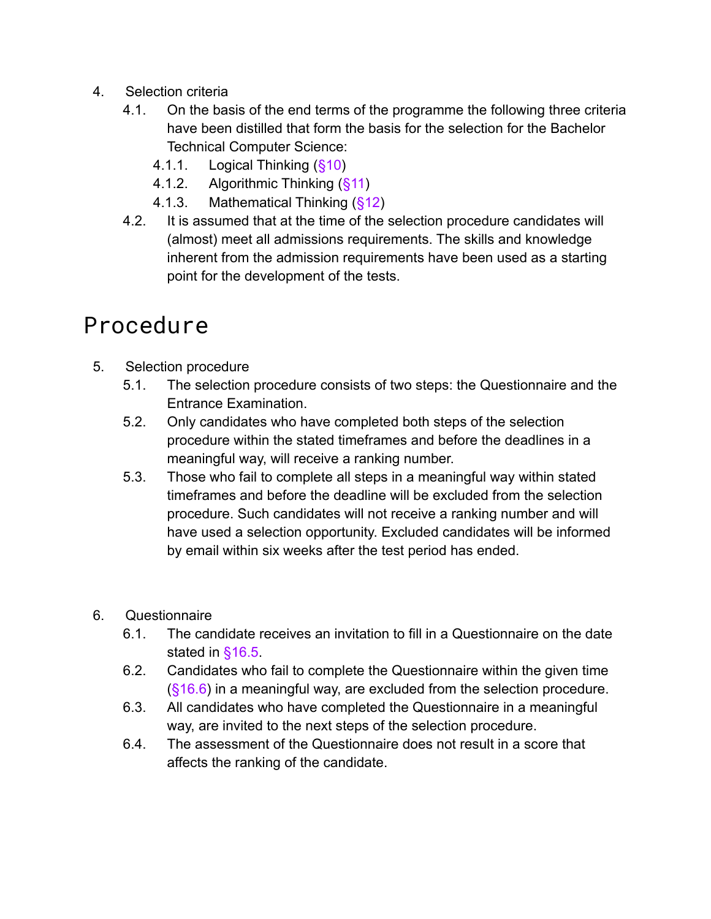4. Selection criteria
    4.1. On the basis of the end terms of the programme the following three criteria have been distilled that form the basis for the selection for the Bachelor Technical Computer Science:
        4.1.1. Logical Thinking (§10)
        4.1.2. Algorithmic Thinking (§11)
        4.1.3. Mathematical Thinking (§12)
    4.2. It is assumed that at the time of the selection procedure candidates will (almost) meet all admissions requirements. The skills and knowledge inherent from the admission requirements have been used as a starting point for the development of the tests.

# Procedure

5. Selection procedure
    5.1. The selection procedure consists of two steps: the Questionnaire and the Entrance Examination.
    5.2. Only candidates who have completed both steps of the selection procedure within the stated timeframes and before the deadlines in a meaningful way, will receive a ranking number.
    5.3. Those who fail to complete all steps in a meaningful way within stated timeframes and before the deadline will be excluded from the selection procedure. Such candidates will not receive a ranking number and will have used a selection opportunity. Excluded candidates will be informed by email within six weeks after the test period has ended.

6. Questionnaire
    6.1. The candidate receives an invitation to fill in a Questionnaire on the date stated in §16.5.
    6.2. Candidates who fail to complete the Questionnaire within the given time (§16.6) in a meaningful way, are excluded from the selection procedure.
    6.3. All candidates who have completed the Questionnaire in a meaningful way, are invited to the next steps of the selection procedure.
    6.4. The assessment of the Questionnaire does not result in a score that affects the ranking of the candidate.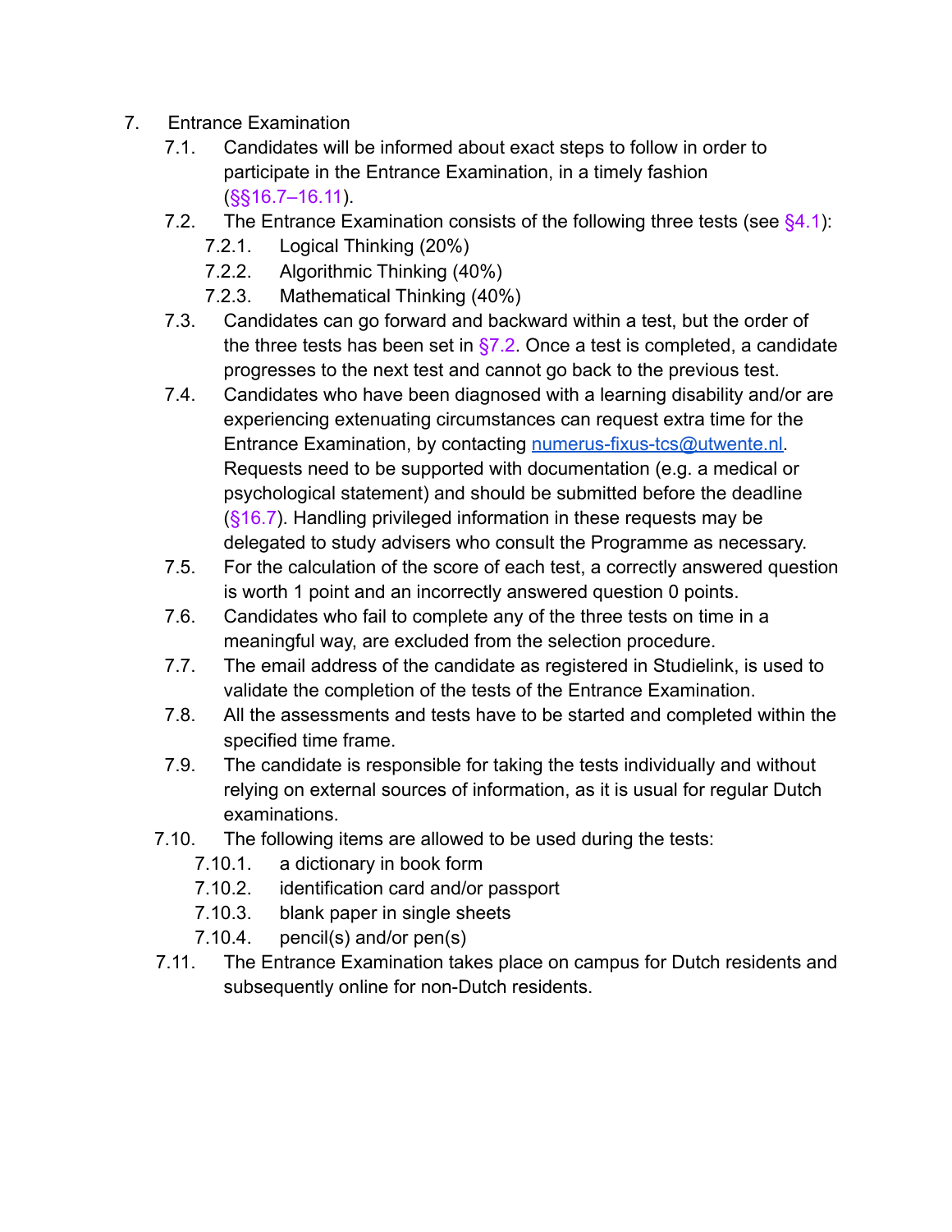7. Entrance Examination
   - 7.1. Candidates will be informed about exact steps to follow in order to participate in the Entrance Examination, in a timely fashion (§§16.7–16.11).
   - 7.2. The Entrance Examination consists of the following three tests (see §4.1):
     - 7.2.1. Logical Thinking (20%)
     - 7.2.2. Algorithmic Thinking (40%)
     - 7.2.3. Mathematical Thinking (40%)
   - 7.3. Candidates can go forward and backward within a test, but the order of the three tests has been set in §7.2. Once a test is completed, a candidate progresses to the next test and cannot go back to the previous test.
   - 7.4. Candidates who have been diagnosed with a learning disability and/or are experiencing extenuating circumstances can request extra time for the Entrance Examination, by contacting numerus-fixus-tcs@utwente.nl. Requests need to be supported with documentation (e.g. a medical or psychological statement) and should be submitted before the deadline (§16.7). Handling privileged information in these requests may be delegated to study advisers who consult the Programme as necessary.
   - 7.5. For the calculation of the score of each test, a correctly answered question is worth 1 point and an incorrectly answered question 0 points.
   - 7.6. Candidates who fail to complete any of the three tests on time in a meaningful way, are excluded from the selection procedure.
   - 7.7. The email address of the candidate as registered in Studielink, is used to validate the completion of the tests of the Entrance Examination.
   - 7.8. All the assessments and tests have to be started and completed within the specified time frame.
   - 7.9. The candidate is responsible for taking the tests individually and without relying on external sources of information, as it is usual for regular Dutch examinations.
   - 7.10. The following items are allowed to be used during the tests:
     - 7.10.1. a dictionary in book form
     - 7.10.2. identification card and/or passport
     - 7.10.3. blank paper in single sheets
     - 7.10.4. pencil(s) and/or pen(s)
   - 7.11. The Entrance Examination takes place on campus for Dutch residents and subsequently online for non-Dutch residents.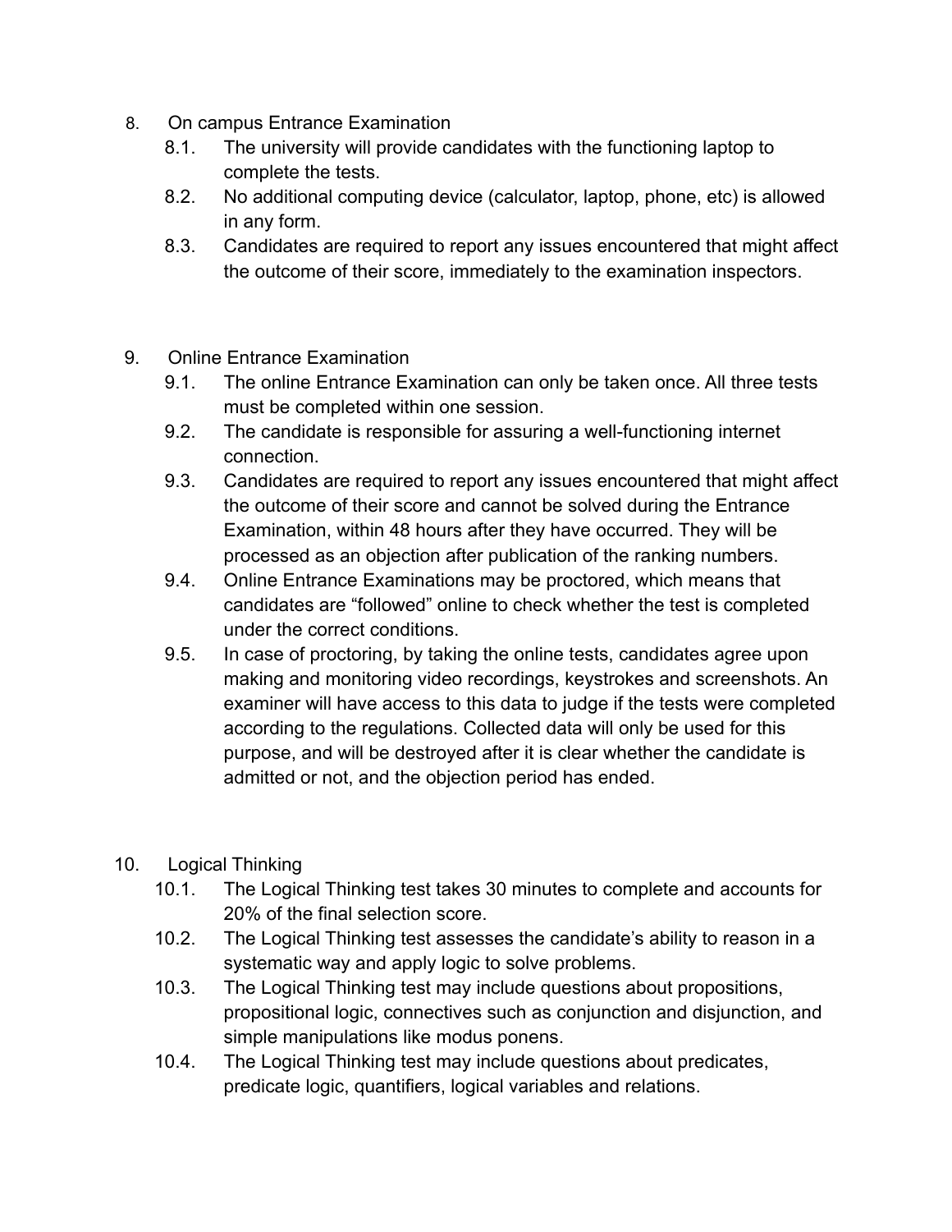8. On campus Entrance Examination
    - 8.1. The university will provide candidates with the functioning laptop to complete the tests.
    - 8.2. No additional computing device (calculator, laptop, phone, etc) is allowed in any form.
    - 8.3. Candidates are required to report any issues encountered that might affect the outcome of their score, immediately to the examination inspectors.

9. Online Entrance Examination
    - 9.1. The online Entrance Examination can only be taken once. All three tests must be completed within one session.
    - 9.2. The candidate is responsible for assuring a well-functioning internet connection.
    - 9.3. Candidates are required to report any issues encountered that might affect the outcome of their score and cannot be solved during the Entrance Examination, within 48 hours after they have occurred. They will be processed as an objection after publication of the ranking numbers.
    - 9.4. Online Entrance Examinations may be proctored, which means that candidates are “followed” online to check whether the test is completed under the correct conditions.
    - 9.5. In case of proctoring, by taking the online tests, candidates agree upon making and monitoring video recordings, keystrokes and screenshots. An examiner will have access to this data to judge if the tests were completed according to the regulations. Collected data will only be used for this purpose, and will be destroyed after it is clear whether the candidate is admitted or not, and the objection period has ended.

10. Logical Thinking
    - 10.1. The Logical Thinking test takes 30 minutes to complete and accounts for 20% of the final selection score.
    - 10.2. The Logical Thinking test assesses the candidate’s ability to reason in a systematic way and apply logic to solve problems.
    - 10.3. The Logical Thinking test may include questions about propositions, propositional logic, connectives such as conjunction and disjunction, and simple manipulations like modus ponens.
    - 10.4. The Logical Thinking test may include questions about predicates, predicate logic, quantifiers, logical variables and relations.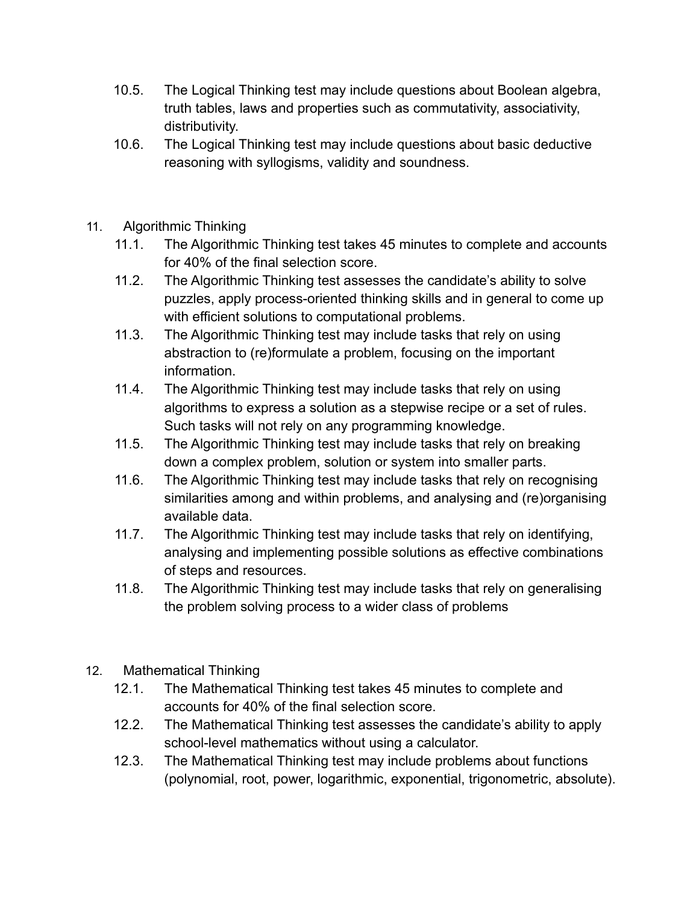10.5. The Logical Thinking test may include questions about Boolean algebra, truth tables, laws and properties such as commutativity, associativity, distributivity.

10.6. The Logical Thinking test may include questions about basic deductive reasoning with syllogisms, validity and soundness.

11. Algorithmic Thinking

11.1. The Algorithmic Thinking test takes 45 minutes to complete and accounts for 40% of the final selection score.

11.2. The Algorithmic Thinking test assesses the candidate's ability to solve puzzles, apply process-oriented thinking skills and in general to come up with efficient solutions to computational problems.

11.3. The Algorithmic Thinking test may include tasks that rely on using abstraction to (re)formulate a problem, focusing on the important information.

11.4. The Algorithmic Thinking test may include tasks that rely on using algorithms to express a solution as a stepwise recipe or a set of rules. Such tasks will not rely on any programming knowledge.

11.5. The Algorithmic Thinking test may include tasks that rely on breaking down a complex problem, solution or system into smaller parts.

11.6. The Algorithmic Thinking test may include tasks that rely on recognising similarities among and within problems, and analysing and (re)organising available data.

11.7. The Algorithmic Thinking test may include tasks that rely on identifying, analysing and implementing possible solutions as effective combinations of steps and resources.

11.8. The Algorithmic Thinking test may include tasks that rely on generalising the problem solving process to a wider class of problems

12. Mathematical Thinking

12.1. The Mathematical Thinking test takes 45 minutes to complete and accounts for 40% of the final selection score.

12.2. The Mathematical Thinking test assesses the candidate's ability to apply school-level mathematics without using a calculator.

12.3. The Mathematical Thinking test may include problems about functions (polynomial, root, power, logarithmic, exponential, trigonometric, absolute).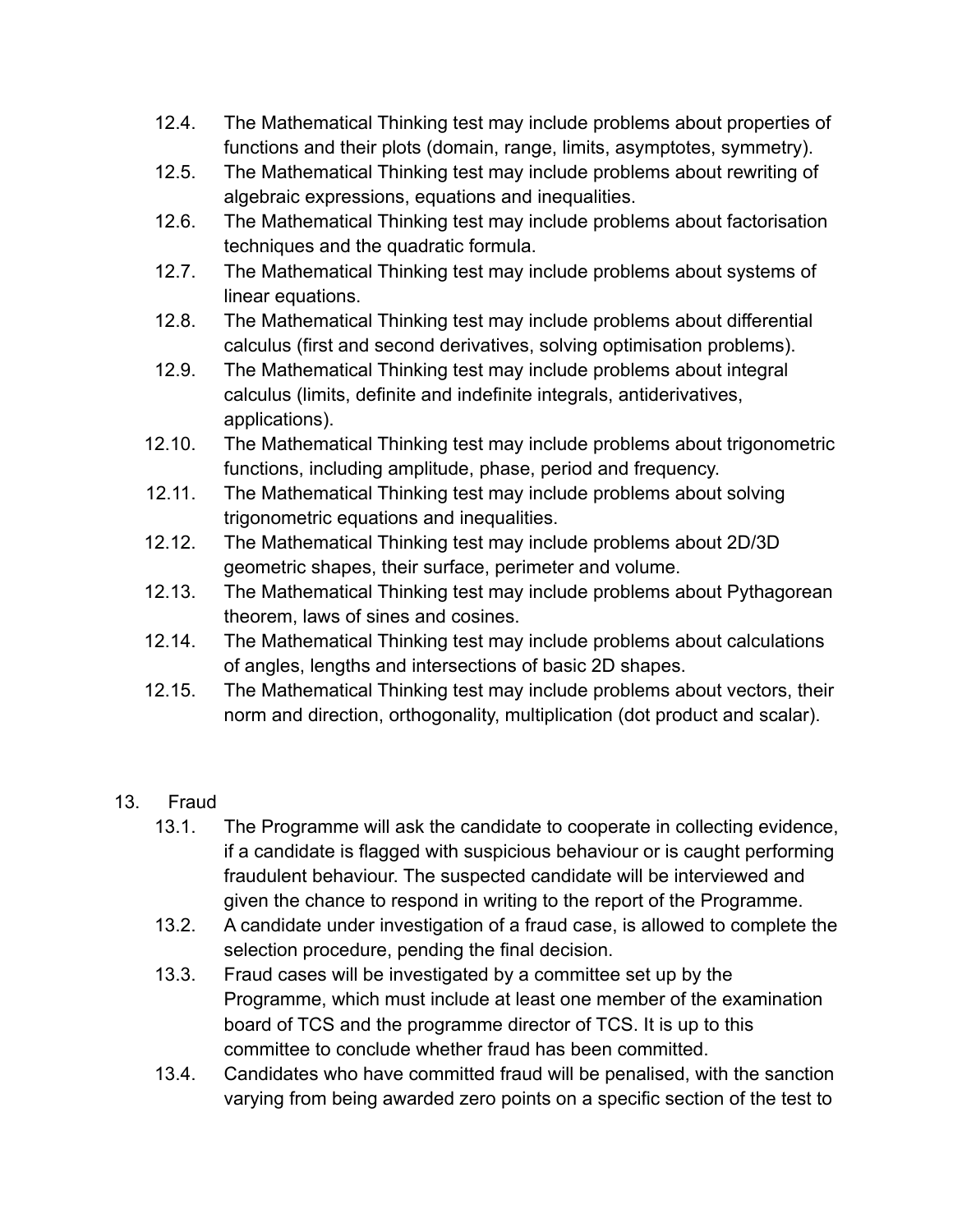12.4. The Mathematical Thinking test may include problems about properties of functions and their plots (domain, range, limits, asymptotes, symmetry).

12.5. The Mathematical Thinking test may include problems about rewriting of algebraic expressions, equations and inequalities.

12.6. The Mathematical Thinking test may include problems about factorisation techniques and the quadratic formula.

12.7. The Mathematical Thinking test may include problems about systems of linear equations.

12.8. The Mathematical Thinking test may include problems about differential calculus (first and second derivatives, solving optimisation problems).

12.9. The Mathematical Thinking test may include problems about integral calculus (limits, definite and indefinite integrals, antiderivatives, applications).

12.10. The Mathematical Thinking test may include problems about trigonometric functions, including amplitude, phase, period and frequency.

12.11. The Mathematical Thinking test may include problems about solving trigonometric equations and inequalities.

12.12. The Mathematical Thinking test may include problems about 2D/3D geometric shapes, their surface, perimeter and volume.

12.13. The Mathematical Thinking test may include problems about Pythagorean theorem, laws of sines and cosines.

12.14. The Mathematical Thinking test may include problems about calculations of angles, lengths and intersections of basic 2D shapes.

12.15. The Mathematical Thinking test may include problems about vectors, their norm and direction, orthogonality, multiplication (dot product and scalar).

## 13. Fraud

13.1. The Programme will ask the candidate to cooperate in collecting evidence, if a candidate is flagged with suspicious behaviour or is caught performing fraudulent behaviour. The suspected candidate will be interviewed and given the chance to respond in writing to the report of the Programme.

13.2. A candidate under investigation of a fraud case, is allowed to complete the selection procedure, pending the final decision.

13.3. Fraud cases will be investigated by a committee set up by the Programme, which must include at least one member of the examination board of TCS and the programme director of TCS. It is up to this committee to conclude whether fraud has been committed.

13.4. Candidates who have committed fraud will be penalised, with the sanction varying from being awarded zero points on a specific section of the test to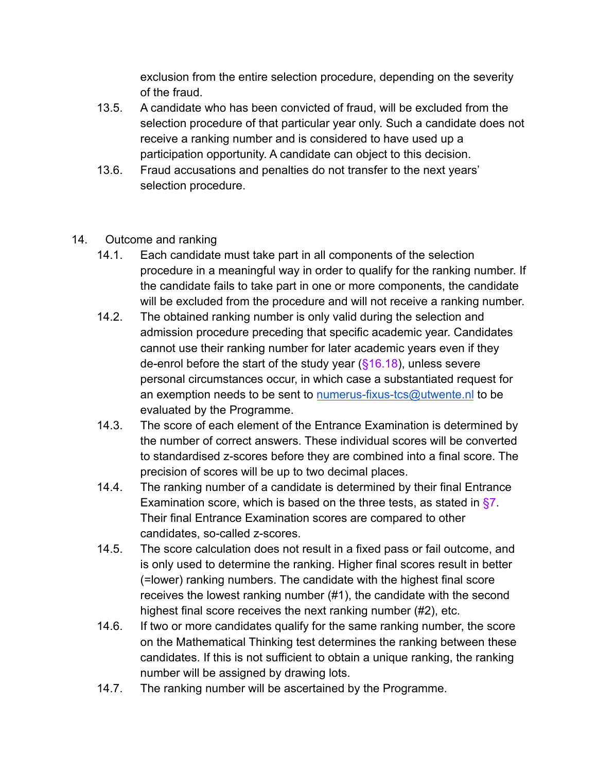exclusion from the entire selection procedure, depending on the severity of the fraud.

13.5. A candidate who has been convicted of fraud, will be excluded from the selection procedure of that particular year only. Such a candidate does not receive a ranking number and is considered to have used up a participation opportunity. A candidate can object to this decision.

13.6. Fraud accusations and penalties do not transfer to the next years' selection procedure.

## 14. Outcome and ranking

14.1. Each candidate must take part in all components of the selection procedure in a meaningful way in order to qualify for the ranking number. If the candidate fails to take part in one or more components, the candidate will be excluded from the procedure and will not receive a ranking number.

14.2. The obtained ranking number is only valid during the selection and admission procedure preceding that specific academic year. Candidates cannot use their ranking number for later academic years even if they de-enrol before the start of the study year (§16.18), unless severe personal circumstances occur, in which case a substantiated request for an exemption needs to be sent to numerus-fixus-tcs@utwente.nl to be evaluated by the Programme.

14.3. The score of each element of the Entrance Examination is determined by the number of correct answers. These individual scores will be converted to standardised z-scores before they are combined into a final score. The precision of scores will be up to two decimal places.

14.4. The ranking number of a candidate is determined by their final Entrance Examination score, which is based on the three tests, as stated in §7. Their final Entrance Examination scores are compared to other candidates, so-called z-scores.

14.5. The score calculation does not result in a fixed pass or fail outcome, and is only used to determine the ranking. Higher final scores result in better (=lower) ranking numbers. The candidate with the highest final score receives the lowest ranking number (#1), the candidate with the second highest final score receives the next ranking number (#2), etc.

14.6. If two or more candidates qualify for the same ranking number, the score on the Mathematical Thinking test determines the ranking between these candidates. If this is not sufficient to obtain a unique ranking, the ranking number will be assigned by drawing lots.

14.7. The ranking number will be ascertained by the Programme.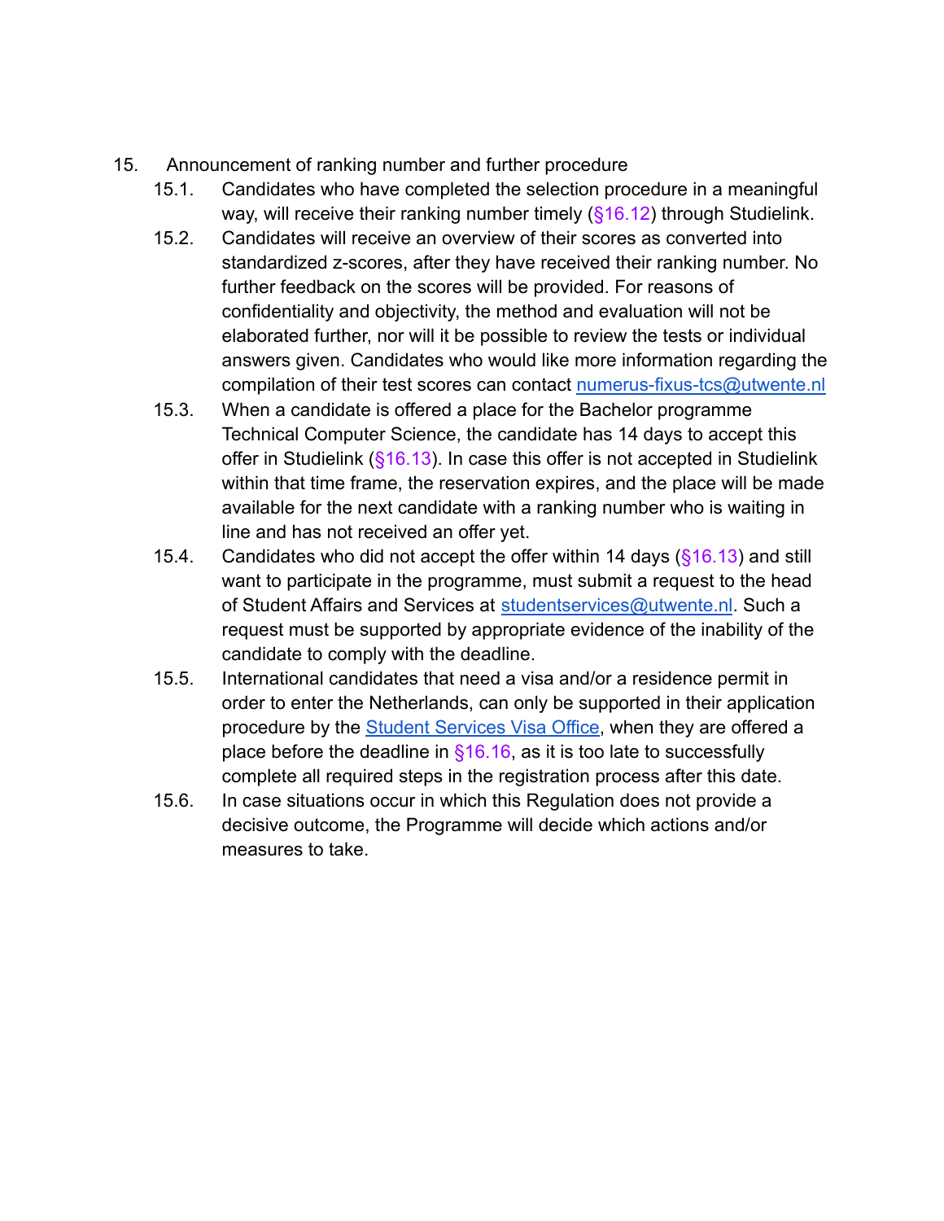15. Announcement of ranking number and further procedure

   15.1. Candidates who have completed the selection procedure in a meaningful way, will receive their ranking number timely (§16.12) through Studielink.

   15.2. Candidates will receive an overview of their scores as converted into standardized z-scores, after they have received their ranking number. No further feedback on the scores will be provided. For reasons of confidentiality and objectivity, the method and evaluation will not be elaborated further, nor will it be possible to review the tests or individual answers given. Candidates who would like more information regarding the compilation of their test scores can contact numerus-fixus-tcs@utwente.nl

   15.3. When a candidate is offered a place for the Bachelor programme Technical Computer Science, the candidate has 14 days to accept this offer in Studielink (§16.13). In case this offer is not accepted in Studielink within that time frame, the reservation expires, and the place will be made available for the next candidate with a ranking number who is waiting in line and has not received an offer yet.

   15.4. Candidates who did not accept the offer within 14 days (§16.13) and still want to participate in the programme, must submit a request to the head of Student Affairs and Services at studentservices@utwente.nl. Such a request must be supported by appropriate evidence of the inability of the candidate to comply with the deadline.

   15.5. International candidates that need a visa and/or a residence permit in order to enter the Netherlands, can only be supported in their application procedure by the Student Services Visa Office, when they are offered a place before the deadline in §16.16, as it is too late to successfully complete all required steps in the registration process after this date.

   15.6. In case situations occur in which this Regulation does not provide a decisive outcome, the Programme will decide which actions and/or measures to take.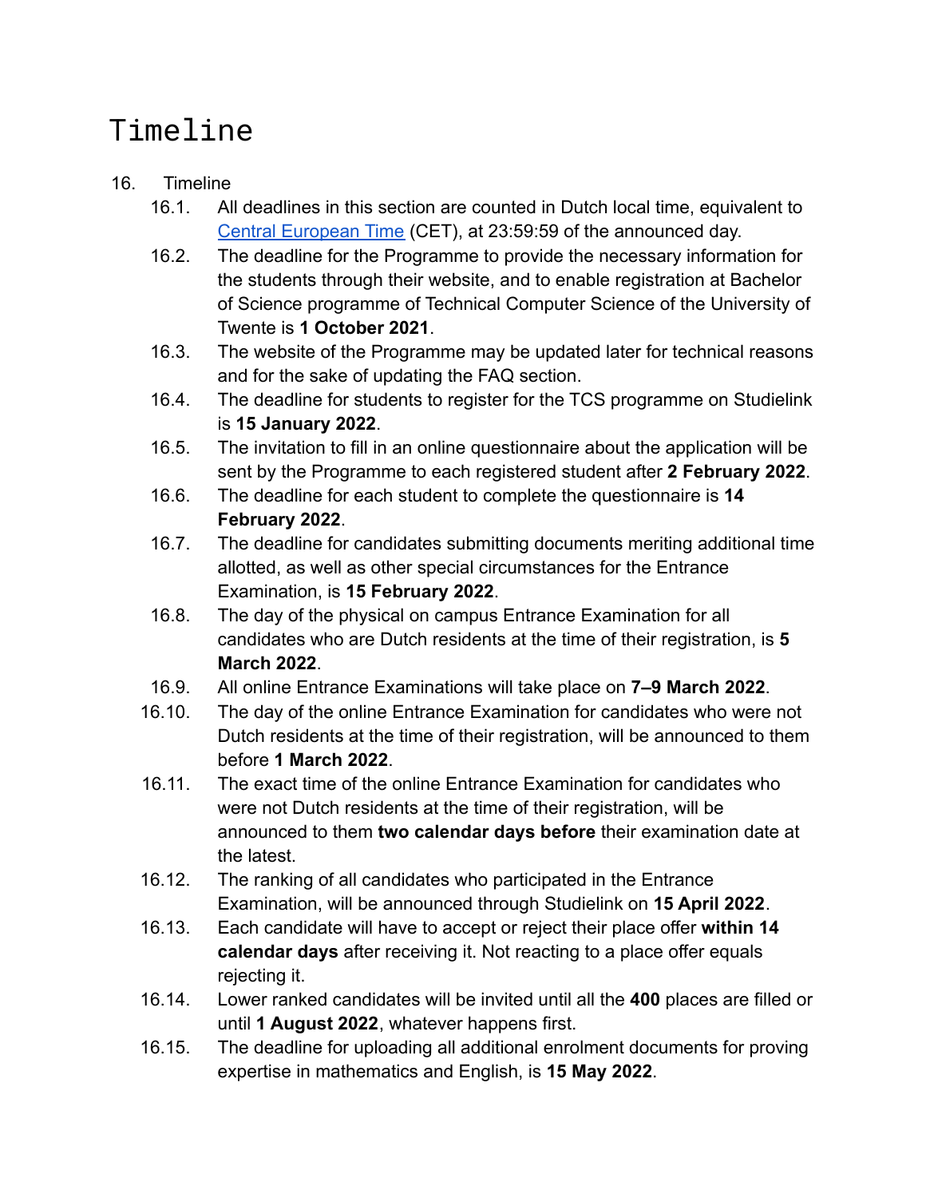# Timeline

16. Timeline
    16.1. All deadlines in this section are counted in Dutch local time, equivalent to [Central European Time](https://en.wikipedia.org/wiki/Central_European_Time) (CET), at 23:59:59 of the announced day.
    16.2. The deadline for the Programme to provide the necessary information for the students through their website, and to enable registration at Bachelor of Science programme of Technical Computer Science of the University of Twente is **1 October 2021**.
    16.3. The website of the Programme may be updated later for technical reasons and for the sake of updating the FAQ section.
    16.4. The deadline for students to register for the TCS programme on Studielink is **15 January 2022**.
    16.5. The invitation to fill in an online questionnaire about the application will be sent by the Programme to each registered student after **2 February 2022**.
    16.6. The deadline for each student to complete the questionnaire is **14 February 2022**.
    16.7. The deadline for candidates submitting documents meriting additional time allotted, as well as other special circumstances for the Entrance Examination, is **15 February 2022**.
    16.8. The day of the physical on campus Entrance Examination for all candidates who are Dutch residents at the time of their registration, is **5 March 2022**.
    16.9. All online Entrance Examinations will take place on **7–9 March 2022**.
    16.10. The day of the online Entrance Examination for candidates who were not Dutch residents at the time of their registration, will be announced to them before **1 March 2022**.
    16.11. The exact time of the online Entrance Examination for candidates who were not Dutch residents at the time of their registration, will be announced to them **two calendar days before** their examination date at the latest.
    16.12. The ranking of all candidates who participated in the Entrance Examination, will be announced through Studielink on **15 April 2022**.
    16.13. Each candidate will have to accept or reject their place offer **within 14 calendar days** after receiving it. Not reacting to a place offer equals rejecting it.
    16.14. Lower ranked candidates will be invited until all the **400** places are filled or until **1 August 2022**, whatever happens first.
    16.15. The deadline for uploading all additional enrolment documents for proving expertise in mathematics and English, is **15 May 2022**.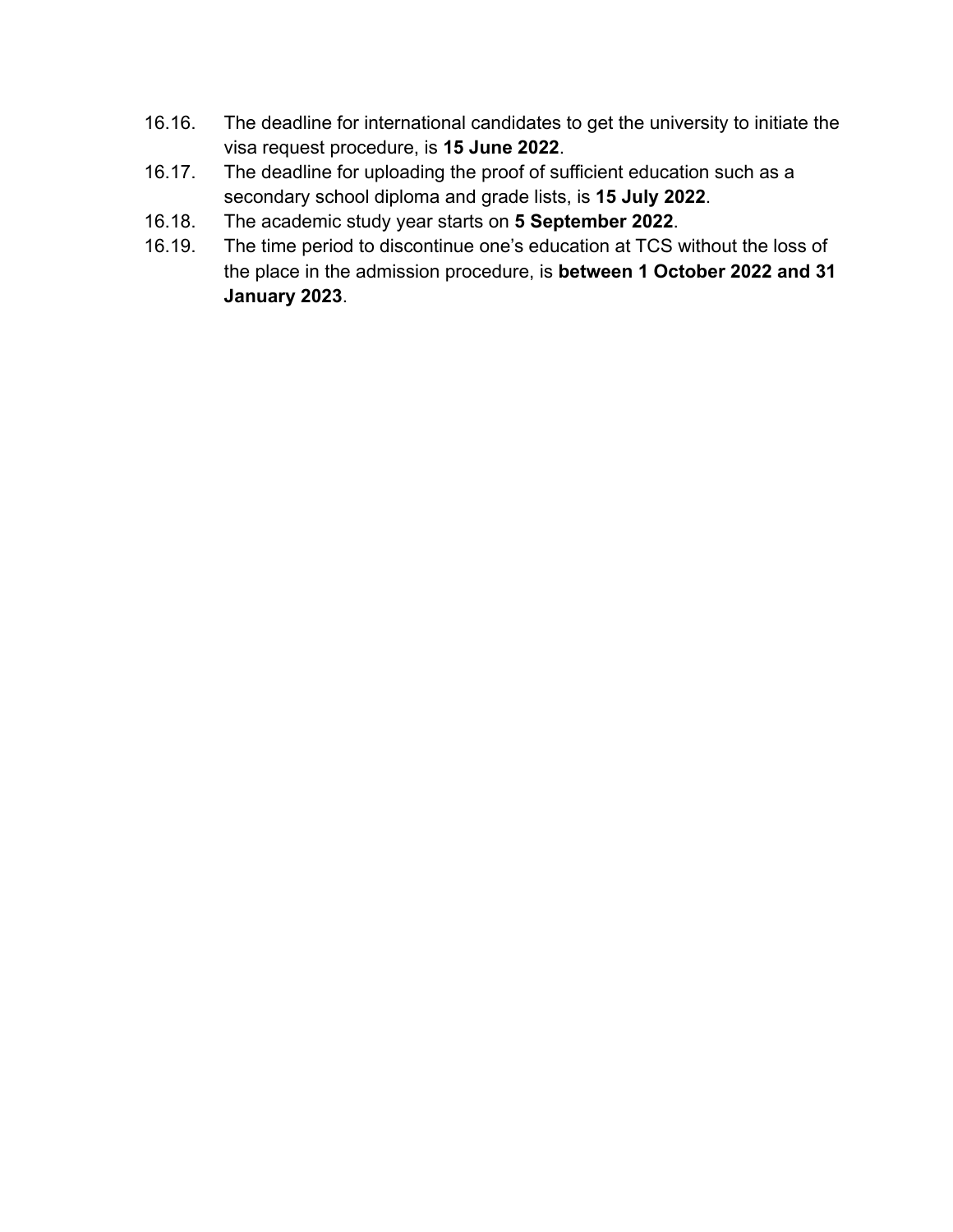16.16. The deadline for international candidates to get the university to initiate the visa request procedure, is **15 June 2022**.

16.17. The deadline for uploading the proof of sufficient education such as a secondary school diploma and grade lists, is **15 July 2022**.

16.18. The academic study year starts on **5 September 2022**.

16.19. The time period to discontinue one's education at TCS without the loss of the place in the admission procedure, is **between 1 October 2022 and 31 January 2023**.